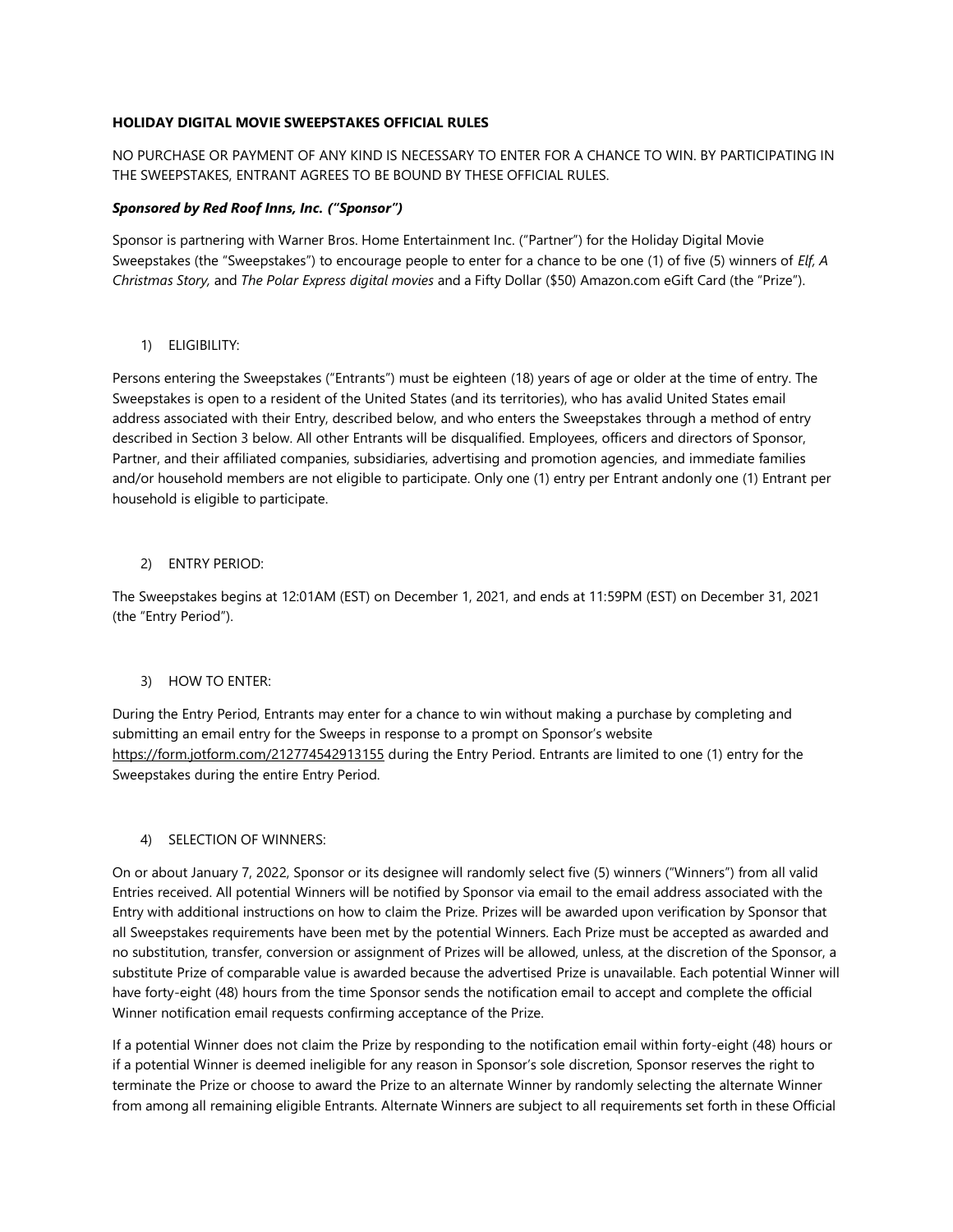**HOLIDAY DIGITAL MOVIE SWEEPSTAKES OFFICIAL RULES**

NO PURCHASE OR PAYMENT OF ANY KIND IS NECESSARY TO ENTER FOR A CHANCE TO WIN. BY PARTICIPATING IN THE SWEEPSTAKES, ENTRANT AGREES TO BE BOUND BY THESE OFFICIAL RULES.

***Sponsored by Red Roof Inns, Inc. ("Sponsor")***

Sponsor is partnering with Warner Bros. Home Entertainment Inc. ("Partner") for the Holiday Digital Movie Sweepstakes (the "Sweepstakes") to encourage people to enter for a chance to be one (1) of five (5) winners of *Elf, A Christmas Story,* and *The Polar Express digital movies* and a Fifty Dollar ($50) Amazon.com eGift Card (the "Prize").

1) ELIGIBILITY:

Persons entering the Sweepstakes ("Entrants") must be eighteen (18) years of age or older at the time of entry. The Sweepstakes is open to a resident of the United States (and its territories), who has avalid United States email address associated with their Entry, described below, and who enters the Sweepstakes through a method of entry described in Section 3 below. All other Entrants will be disqualified. Employees, officers and directors of Sponsor, Partner, and their affiliated companies, subsidiaries, advertising and promotion agencies, and immediate families and/or household members are not eligible to participate. Only one (1) entry per Entrant andonly one (1) Entrant per household is eligible to participate.

2) ENTRY PERIOD:

The Sweepstakes begins at 12:01AM (EST) on December 1, 2021, and ends at 11:59PM (EST) on December 31, 2021 (the "Entry Period").

3) HOW TO ENTER:

During the Entry Period, Entrants may enter for a chance to win without making a purchase by completing and submitting an email entry for the Sweeps in response to a prompt on Sponsor's website https://form.jotform.com/212774542913155 during the Entry Period. Entrants are limited to one (1) entry for the Sweepstakes during the entire Entry Period.

4) SELECTION OF WINNERS:

On or about January 7, 2022, Sponsor or its designee will randomly select five (5) winners ("Winners") from all valid Entries received. All potential Winners will be notified by Sponsor via email to the email address associated with the Entry with additional instructions on how to claim the Prize. Prizes will be awarded upon verification by Sponsor that all Sweepstakes requirements have been met by the potential Winners. Each Prize must be accepted as awarded and no substitution, transfer, conversion or assignment of Prizes will be allowed, unless, at the discretion of the Sponsor, a substitute Prize of comparable value is awarded because the advertised Prize is unavailable. Each potential Winner will have forty-eight (48) hours from the time Sponsor sends the notification email to accept and complete the official Winner notification email requests confirming acceptance of the Prize.

If a potential Winner does not claim the Prize by responding to the notification email within forty-eight (48) hours or if a potential Winner is deemed ineligible for any reason in Sponsor's sole discretion, Sponsor reserves the right to terminate the Prize or choose to award the Prize to an alternate Winner by randomly selecting the alternate Winner from among all remaining eligible Entrants. Alternate Winners are subject to all requirements set forth in these Official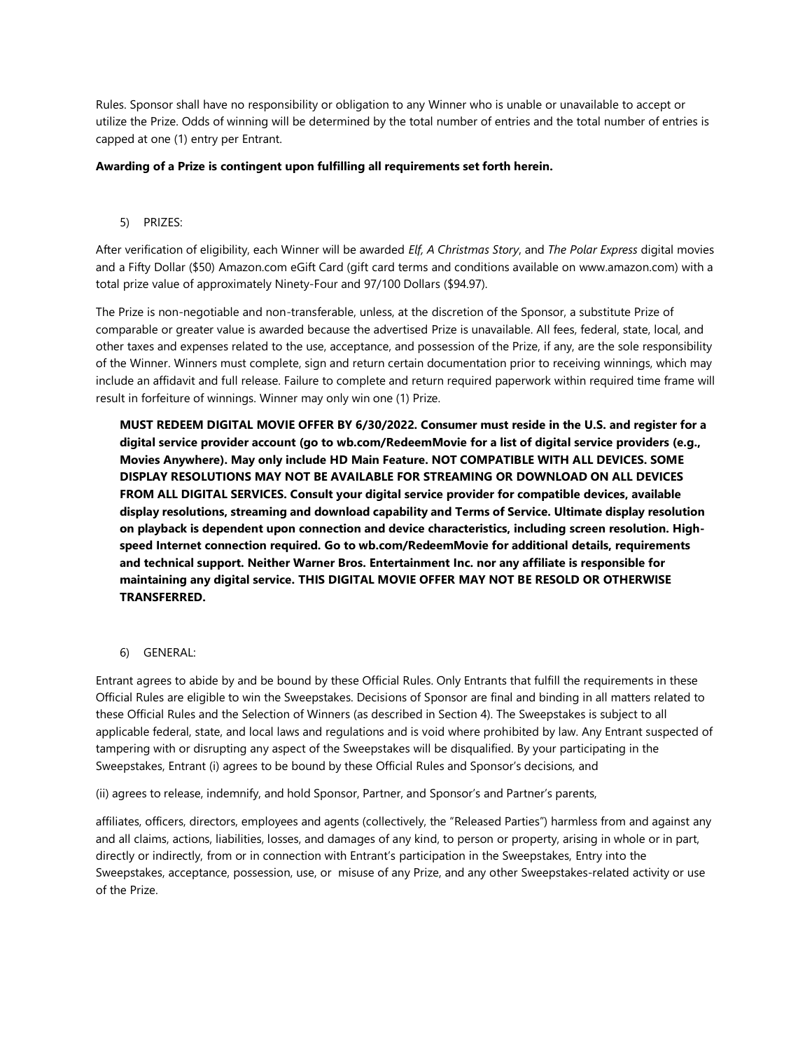Rules. Sponsor shall have no responsibility or obligation to any Winner who is unable or unavailable to accept or utilize the Prize. Odds of winning will be determined by the total number of entries and the total number of entries is capped at one (1) entry per Entrant.

**Awarding of a Prize is contingent upon fulfilling all requirements set forth herein.**

5) PRIZES:

After verification of eligibility, each Winner will be awarded *Elf, A Christmas Story*, and *The Polar Express* digital movies and a Fifty Dollar ($50) Amazon.com eGift Card (gift card terms and conditions available on www.amazon.com) with a total prize value of approximately Ninety-Four and 97/100 Dollars ($94.97).

The Prize is non-negotiable and non-transferable, unless, at the discretion of the Sponsor, a substitute Prize of comparable or greater value is awarded because the advertised Prize is unavailable. All fees, federal, state, local, and other taxes and expenses related to the use, acceptance, and possession of the Prize, if any, are the sole responsibility of the Winner. Winners must complete, sign and return certain documentation prior to receiving winnings, which may include an affidavit and full release. Failure to complete and return required paperwork within required time frame will result in forfeiture of winnings. Winner may only win one (1) Prize.

**MUST REDEEM DIGITAL MOVIE OFFER BY 6/30/2022. Consumer must reside in the U.S. and register for a digital service provider account (go to wb.com/RedeemMovie for a list of digital service providers (e.g., Movies Anywhere). May only include HD Main Feature. NOT COMPATIBLE WITH ALL DEVICES. SOME DISPLAY RESOLUTIONS MAY NOT BE AVAILABLE FOR STREAMING OR DOWNLOAD ON ALL DEVICES FROM ALL DIGITAL SERVICES. Consult your digital service provider for compatible devices, available display resolutions, streaming and download capability and Terms of Service. Ultimate display resolution on playback is dependent upon connection and device characteristics, including screen resolution. High-speed Internet connection required. Go to wb.com/RedeemMovie for additional details, requirements and technical support. Neither Warner Bros. Entertainment Inc. nor any affiliate is responsible for maintaining any digital service. THIS DIGITAL MOVIE OFFER MAY NOT BE RESOLD OR OTHERWISE TRANSFERRED.**

6) GENERAL:

Entrant agrees to abide by and be bound by these Official Rules. Only Entrants that fulfill the requirements in these Official Rules are eligible to win the Sweepstakes. Decisions of Sponsor are final and binding in all matters related to these Official Rules and the Selection of Winners (as described in Section 4). The Sweepstakes is subject to all applicable federal, state, and local laws and regulations and is void where prohibited by law. Any Entrant suspected of tampering with or disrupting any aspect of the Sweepstakes will be disqualified. By your participating in the Sweepstakes, Entrant (i) agrees to be bound by these Official Rules and Sponsor's decisions, and

(ii) agrees to release, indemnify, and hold Sponsor, Partner, and Sponsor's and Partner's parents,

affiliates, officers, directors, employees and agents (collectively, the "Released Parties") harmless from and against any and all claims, actions, liabilities, losses, and damages of any kind, to person or property, arising in whole or in part, directly or indirectly, from or in connection with Entrant's participation in the Sweepstakes, Entry into the Sweepstakes, acceptance, possession, use, or misuse of any Prize, and any other Sweepstakes-related activity or use of the Prize.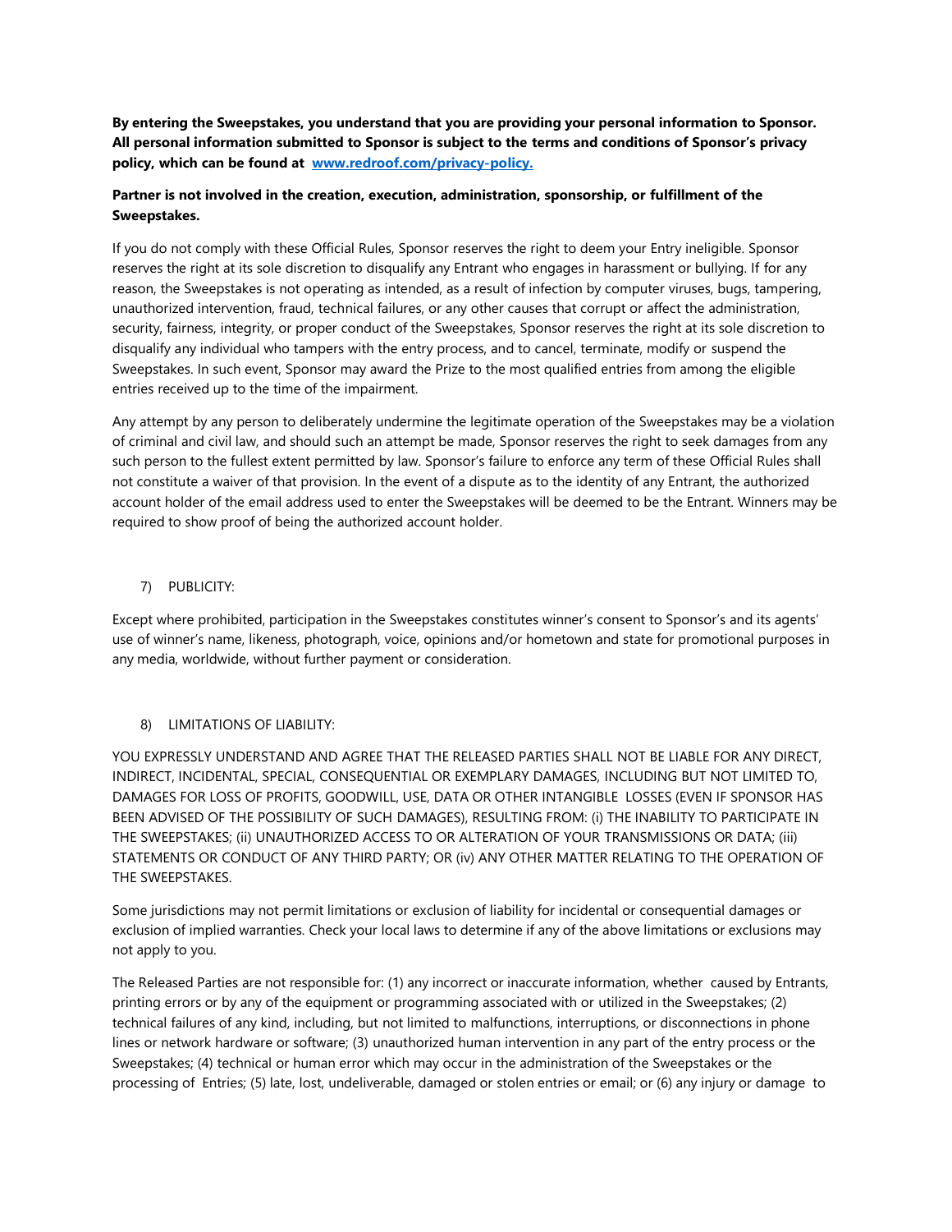**By entering the Sweepstakes, you understand that you are providing your personal information to Sponsor. All personal information submitted to Sponsor is subject to the terms and conditions of Sponsor's privacy policy, which can be found at [www.redroof.com/privacy-policy.](www.redroof.com/privacy-policy)**

**Partner is not involved in the creation, execution, administration, sponsorship, or fulfillment of the Sweepstakes.**

If you do not comply with these Official Rules, Sponsor reserves the right to deem your Entry ineligible. Sponsor reserves the right at its sole discretion to disqualify any Entrant who engages in harassment or bullying. If for any reason, the Sweepstakes is not operating as intended, as a result of infection by computer viruses, bugs, tampering, unauthorized intervention, fraud, technical failures, or any other causes that corrupt or affect the administration, security, fairness, integrity, or proper conduct of the Sweepstakes, Sponsor reserves the right at its sole discretion to disqualify any individual who tampers with the entry process, and to cancel, terminate, modify or suspend the Sweepstakes. In such event, Sponsor may award the Prize to the most qualified entries from among the eligible entries received up to the time of the impairment.

Any attempt by any person to deliberately undermine the legitimate operation of the Sweepstakes may be a violation of criminal and civil law, and should such an attempt be made, Sponsor reserves the right to seek damages from any such person to the fullest extent permitted by law. Sponsor's failure to enforce any term of these Official Rules shall not constitute a waiver of that provision. In the event of a dispute as to the identity of any Entrant, the authorized account holder of the email address used to enter the Sweepstakes will be deemed to be the Entrant. Winners may be required to show proof of being the authorized account holder.

7) PUBLICITY:

Except where prohibited, participation in the Sweepstakes constitutes winner's consent to Sponsor's and its agents' use of winner's name, likeness, photograph, voice, opinions and/or hometown and state for promotional purposes in any media, worldwide, without further payment or consideration.

8) LIMITATIONS OF LIABILITY:

YOU EXPRESSLY UNDERSTAND AND AGREE THAT THE RELEASED PARTIES SHALL NOT BE LIABLE FOR ANY DIRECT, INDIRECT, INCIDENTAL, SPECIAL, CONSEQUENTIAL OR EXEMPLARY DAMAGES, INCLUDING BUT NOT LIMITED TO, DAMAGES FOR LOSS OF PROFITS, GOODWILL, USE, DATA OR OTHER INTANGIBLE LOSSES (EVEN IF SPONSOR HAS BEEN ADVISED OF THE POSSIBILITY OF SUCH DAMAGES), RESULTING FROM: (i) THE INABILITY TO PARTICIPATE IN THE SWEEPSTAKES; (ii) UNAUTHORIZED ACCESS TO OR ALTERATION OF YOUR TRANSMISSIONS OR DATA; (iii) STATEMENTS OR CONDUCT OF ANY THIRD PARTY; OR (iv) ANY OTHER MATTER RELATING TO THE OPERATION OF THE SWEEPSTAKES.

Some jurisdictions may not permit limitations or exclusion of liability for incidental or consequential damages or exclusion of implied warranties. Check your local laws to determine if any of the above limitations or exclusions may not apply to you.

The Released Parties are not responsible for: (1) any incorrect or inaccurate information, whether caused by Entrants, printing errors or by any of the equipment or programming associated with or utilized in the Sweepstakes; (2) technical failures of any kind, including, but not limited to malfunctions, interruptions, or disconnections in phone lines or network hardware or software; (3) unauthorized human intervention in any part of the entry process or the Sweepstakes; (4) technical or human error which may occur in the administration of the Sweepstakes or the processing of Entries; (5) late, lost, undeliverable, damaged or stolen entries or email; or (6) any injury or damage to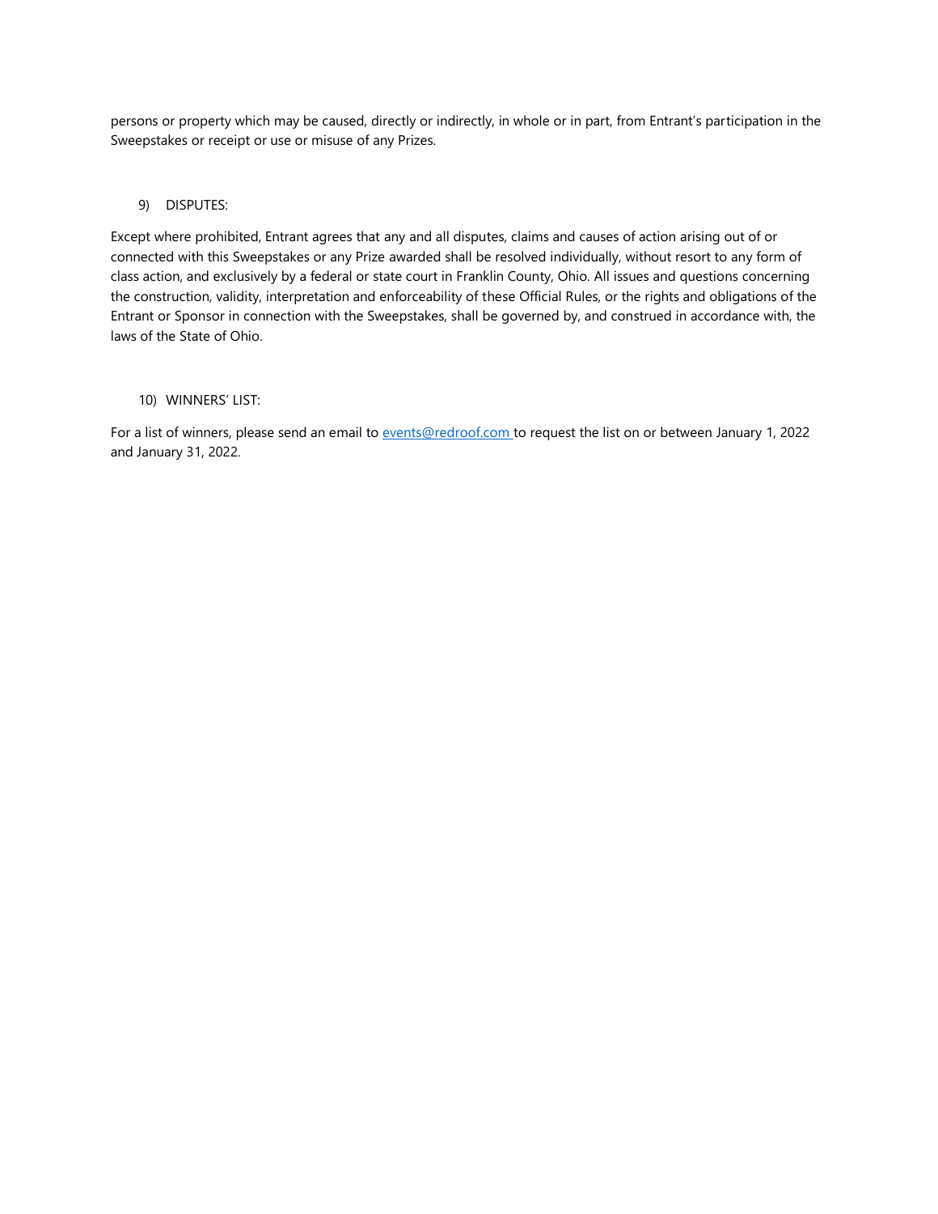persons or property which may be caused, directly or indirectly, in whole or in part, from Entrant's participation in the Sweepstakes or receipt or use or misuse of any Prizes.

9) DISPUTES:

Except where prohibited, Entrant agrees that any and all disputes, claims and causes of action arising out of or connected with this Sweepstakes or any Prize awarded shall be resolved individually, without resort to any form of class action, and exclusively by a federal or state court in Franklin County, Ohio. All issues and questions concerning the construction, validity, interpretation and enforceability of these Official Rules, or the rights and obligations of the Entrant or Sponsor in connection with the Sweepstakes, shall be governed by, and construed in accordance with, the laws of the State of Ohio.

10) WINNERS' LIST:

For a list of winners, please send an email to events@redroof.com to request the list on or between January 1, 2022 and January 31, 2022.